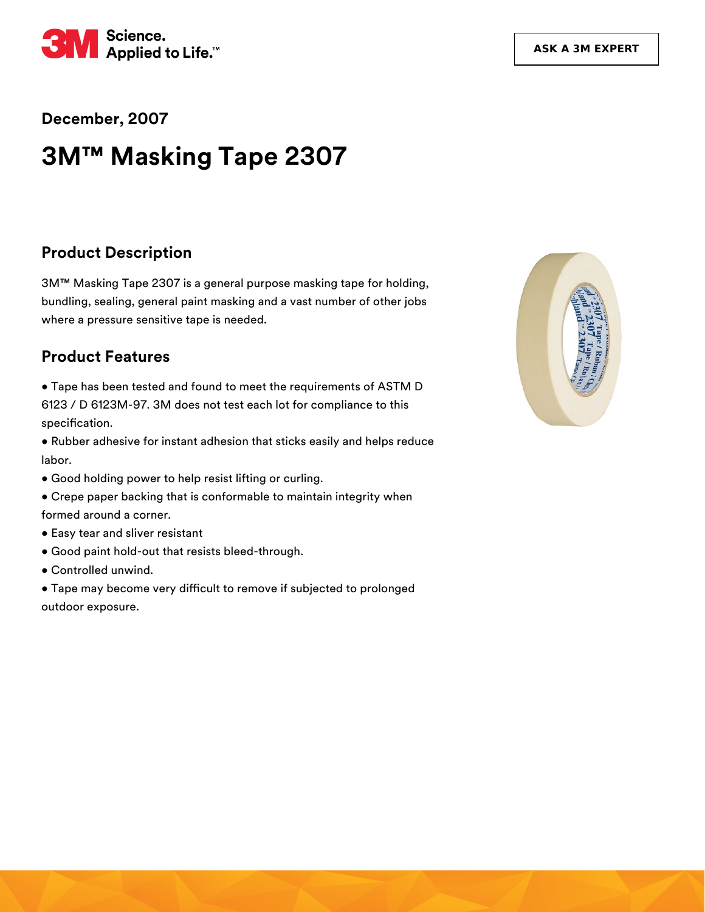3M Science. Applied to Life.™

ASK A 3M EXPERT

**December, 2007**

# 3M™ Masking Tape 2307

## Product Description

3M™ Masking Tape 2307 is a general purpose masking tape for holding, bundling, sealing, general paint masking and a vast number of other jobs where a pressure sensitive tape is needed.

## Product Features

- Tape has been tested and found to meet the requirements of ASTM D 6123 / D 6123M-97. 3M does not test each lot for compliance to this specification.
- Rubber adhesive for instant adhesion that sticks easily and helps reduce labor.
- Good holding power to help resist lifting or curling.
- Crepe paper backing that is conformable to maintain integrity when formed around a corner.
- Easy tear and sliver resistant
- Good paint hold-out that resists bleed-through.
- Controlled unwind.
- Tape may become very difficult to remove if subjected to prolonged outdoor exposure.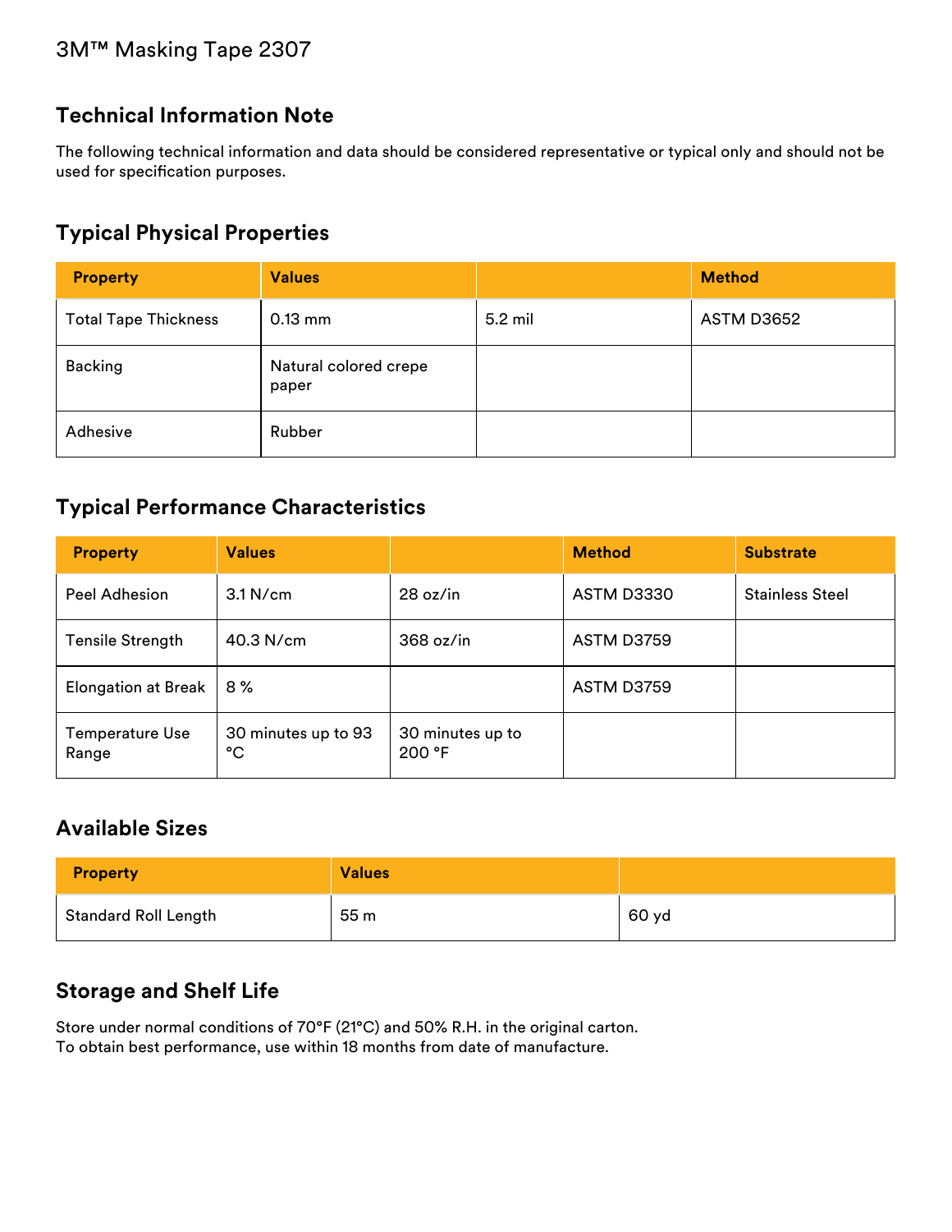3M™ Masking Tape 2307

## Technical Information Note

The following technical information and data should be considered representative or typical only and should not be used for specification purposes.

## Typical Physical Properties

| Property | Values | | Method |
|---|---|---|---|
| Total Tape Thickness | 0.13 mm | 5.2 mil | ASTM D3652 |
| Backing | Natural colored crepe paper | | |
| Adhesive | Rubber | | |

## Typical Performance Characteristics

| Property | Values | | Method | Substrate |
|---|---|---|---|---|
| Peel Adhesion | 3.1 N/cm | 28 oz/in | ASTM D3330 | Stainless Steel |
| Tensile Strength | 40.3 N/cm | 368 oz/in | ASTM D3759 | |
| Elongation at Break | 8 % | | ASTM D3759 | |
| Temperature Use Range | 30 minutes up to 93 °C | 30 minutes up to 200 °F | | |

## Available Sizes

| Property | Values | |
|---|---|---|
| Standard Roll Length | 55 m | 60 yd |

## Storage and Shelf Life

Store under normal conditions of 70°F (21°C) and 50% R.H. in the original carton.
To obtain best performance, use within 18 months from date of manufacture.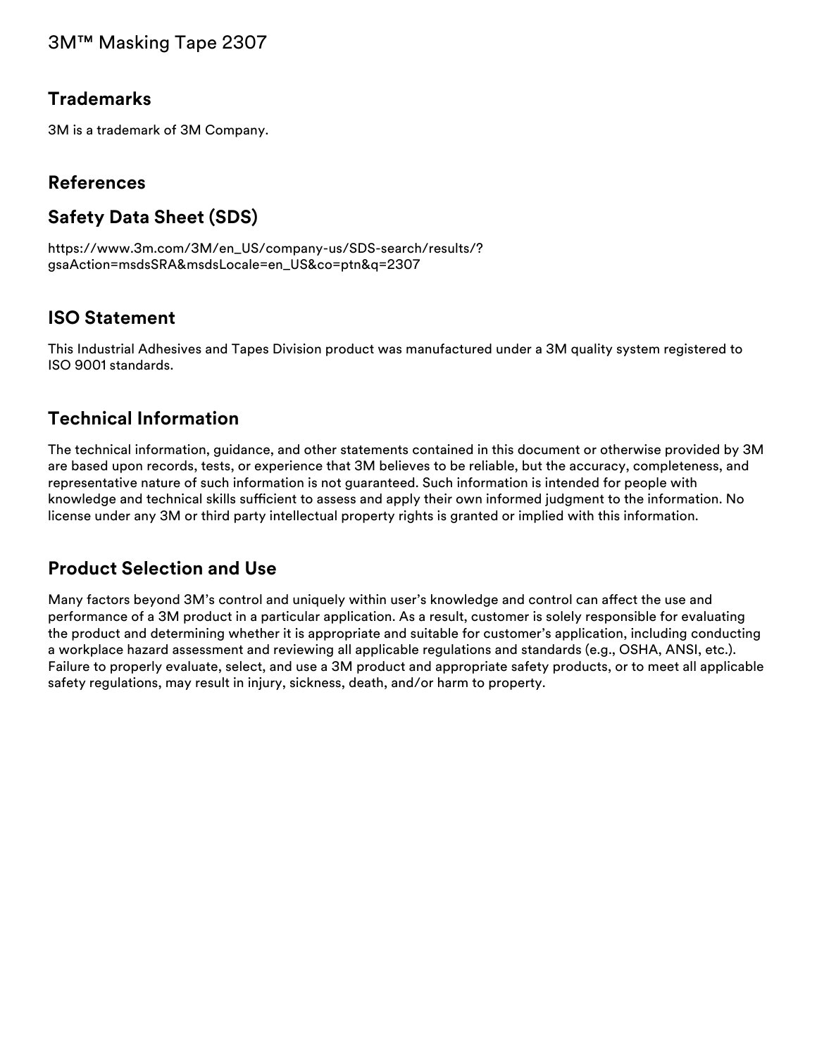## Trademarks

3M is a trademark of 3M Company.

## References

## Safety Data Sheet (SDS)

https://www.3m.com/3M/en_US/company-us/SDS-search/results/?gsaAction=msdsSRA&msdsLocale=en_US&co=ptn&q=2307

## ISO Statement

This Industrial Adhesives and Tapes Division product was manufactured under a 3M quality system registered to ISO 9001 standards.

## Technical Information

The technical information, guidance, and other statements contained in this document or otherwise provided by 3M are based upon records, tests, or experience that 3M believes to be reliable, but the accuracy, completeness, and representative nature of such information is not guaranteed. Such information is intended for people with knowledge and technical skills sufficient to assess and apply their own informed judgment to the information. No license under any 3M or third party intellectual property rights is granted or implied with this information.

## Product Selection and Use

Many factors beyond 3M's control and uniquely within user's knowledge and control can affect the use and performance of a 3M product in a particular application. As a result, customer is solely responsible for evaluating the product and determining whether it is appropriate and suitable for customer's application, including conducting a workplace hazard assessment and reviewing all applicable regulations and standards (e.g., OSHA, ANSI, etc.). Failure to properly evaluate, select, and use a 3M product and appropriate safety products, or to meet all applicable safety regulations, may result in injury, sickness, death, and/or harm to property.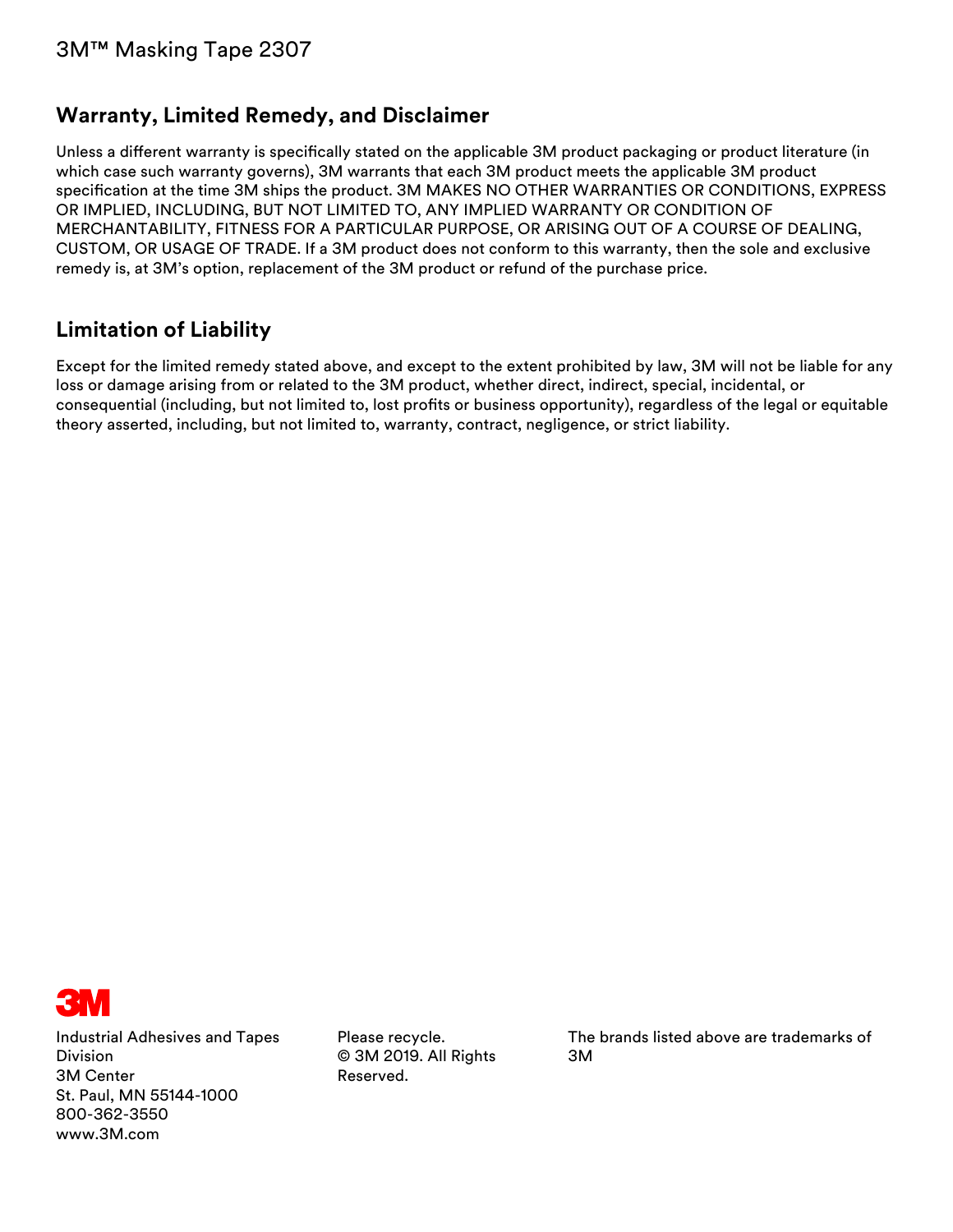## Warranty, Limited Remedy, and Disclaimer

Unless a different warranty is specifically stated on the applicable 3M product packaging or product literature (in which case such warranty governs), 3M warrants that each 3M product meets the applicable 3M product specification at the time 3M ships the product. 3M MAKES NO OTHER WARRANTIES OR CONDITIONS, EXPRESS OR IMPLIED, INCLUDING, BUT NOT LIMITED TO, ANY IMPLIED WARRANTY OR CONDITION OF MERCHANTABILITY, FITNESS FOR A PARTICULAR PURPOSE, OR ARISING OUT OF A COURSE OF DEALING, CUSTOM, OR USAGE OF TRADE. If a 3M product does not conform to this warranty, then the sole and exclusive remedy is, at 3M's option, replacement of the 3M product or refund of the purchase price.

## Limitation of Liability

Except for the limited remedy stated above, and except to the extent prohibited by law, 3M will not be liable for any loss or damage arising from or related to the 3M product, whether direct, indirect, special, incidental, or consequential (including, but not limited to, lost profits or business opportunity), regardless of the legal or equitable theory asserted, including, but not limited to, warranty, contract, negligence, or strict liability.

3M

Industrial Adhesives and Tapes Division
3M Center
St. Paul, MN 55144-1000
800-362-3550
www.3M.com

Please recycle.
© 3M 2019. All Rights Reserved.

The brands listed above are trademarks of 3M